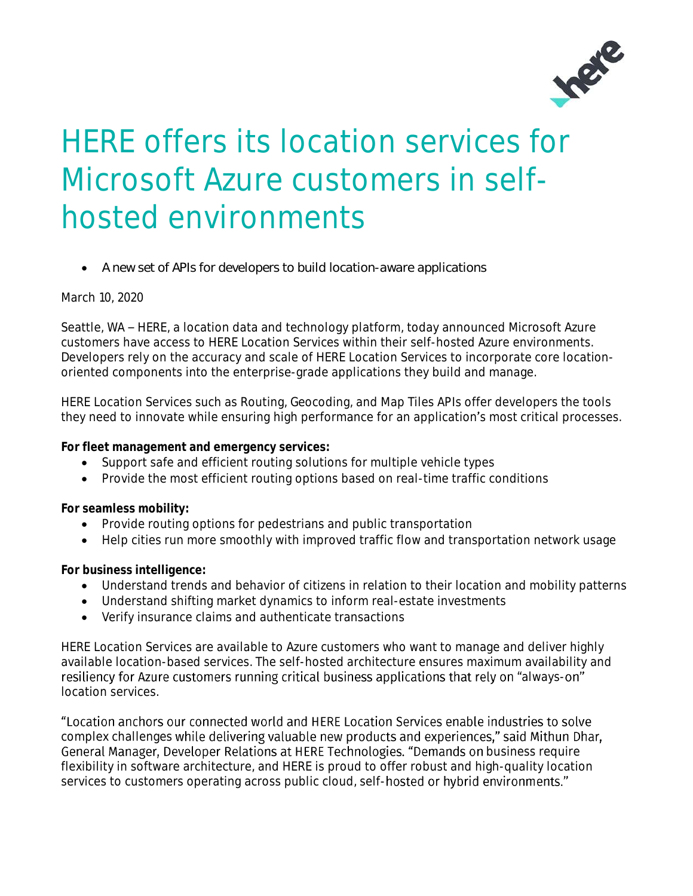# HERE offers its location services for Microsoft Azure customers in self-hosted environments

- A new set of APIs for developers to build location-aware applications

March 10, 2020

Seattle, WA – HERE, a location data and technology platform, today announced Microsoft Azure customers have access to HERE Location Services within their self-hosted Azure environments. Developers rely on the accuracy and scale of HERE Location Services to incorporate core location-oriented components into the enterprise-grade applications they build and manage.

HERE Location Services such as Routing, Geocoding, and Map Tiles APIs offer developers the tools they need to innovate while ensuring high performance for an application's most critical processes.

**For fleet management and emergency services:**

- Support safe and efficient routing solutions for multiple vehicle types
- Provide the most efficient routing options based on real-time traffic conditions

**For seamless mobility:**

- Provide routing options for pedestrians and public transportation
- Help cities run more smoothly with improved traffic flow and transportation network usage

**For business intelligence:**

- Understand trends and behavior of citizens in relation to their location and mobility patterns
- Understand shifting market dynamics to inform real-estate investments
- Verify insurance claims and authenticate transactions

HERE Location Services are available to Azure customers who want to manage and deliver highly available location-based services. The self-hosted architecture ensures maximum availability and resiliency for Azure customers running critical business applications that rely on "always-on" location services.

"Location anchors our connected world and HERE Location Services enable industries to solve complex challenges while delivering valuable new products and experiences," said Mithun Dhar, General Manager, Developer Relations at HERE Technologies. "Demands on business require flexibility in software architecture, and HERE is proud to offer robust and high-quality location services to customers operating across public cloud, self-hosted or hybrid environments."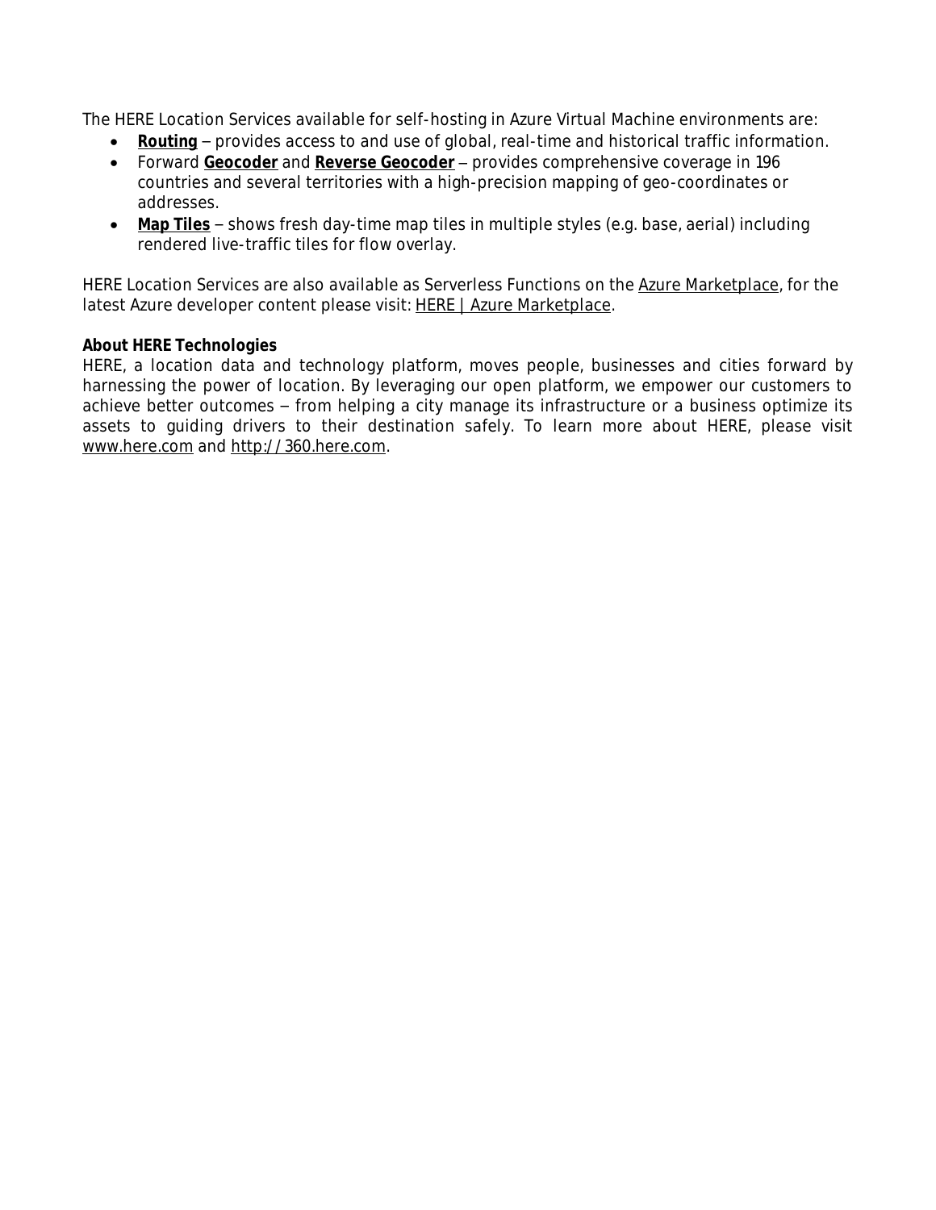The HERE Location Services available for self-hosting in Azure Virtual Machine environments are:

- **Routing** – provides access to and use of global, real-time and historical traffic information.
- Forward **Geocoder** and **Reverse Geocoder** – provides comprehensive coverage in 196 countries and several territories with a high-precision mapping of geo-coordinates or addresses.
- **Map Tiles** – shows fresh day-time map tiles in multiple styles (e.g. base, aerial) including rendered live-traffic tiles for flow overlay.

HERE Location Services are also available as Serverless Functions on the Azure Marketplace, for the latest Azure developer content please visit: HERE | Azure Marketplace.

**About HERE Technologies**

HERE, a location data and technology platform, moves people, businesses and cities forward by harnessing the power of location. By leveraging our open platform, we empower our customers to achieve better outcomes – from helping a city manage its infrastructure or a business optimize its assets to guiding drivers to their destination safely. To learn more about HERE, please visit www.here.com and http://360.here.com.